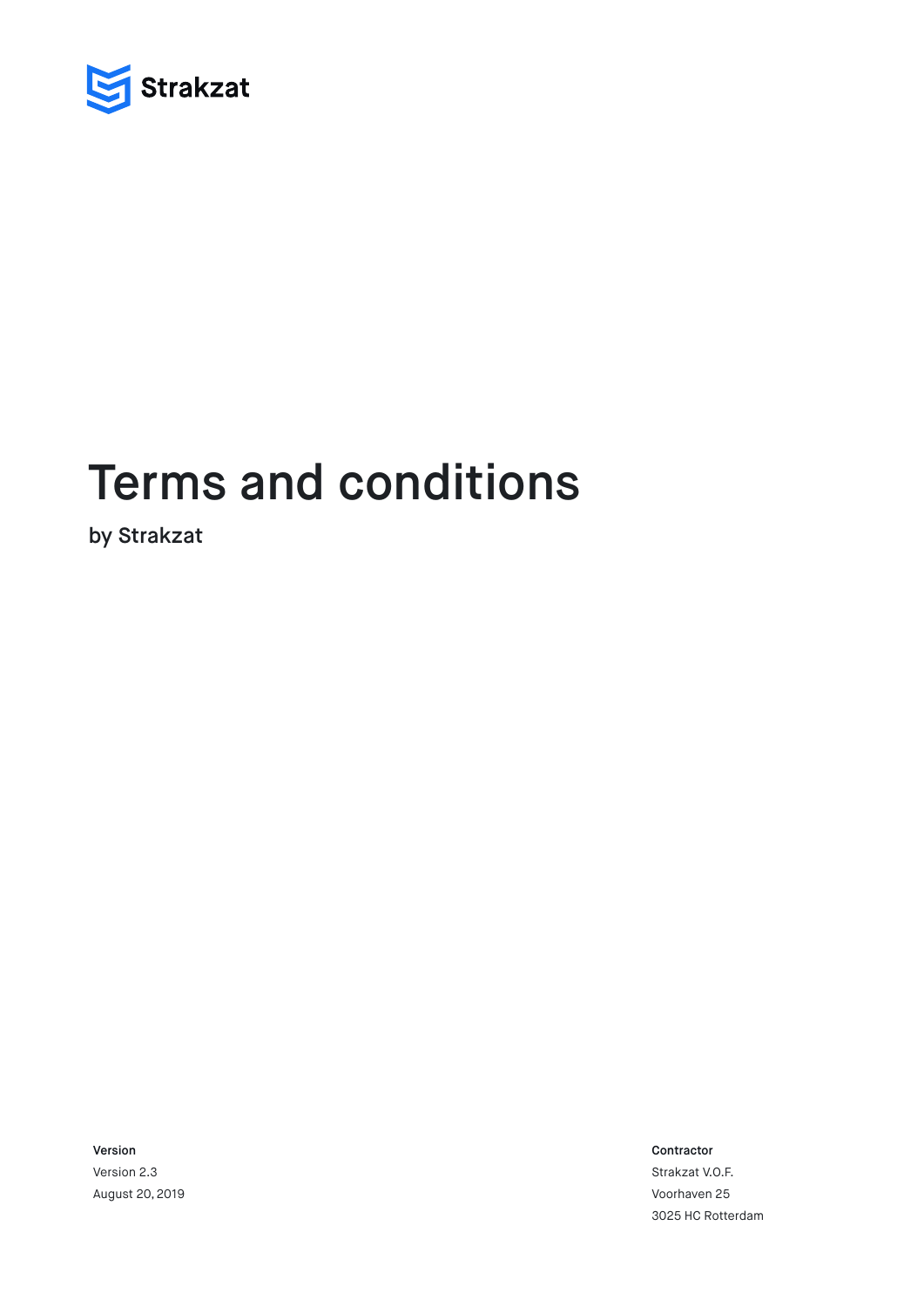Strakzat

# Terms and conditions

by Strakzat

**Version**
Version 2.3
August 20, 2019

**Contractor**
Strakzat V.O.F.
Voorhaven 25
3025 HC Rotterdam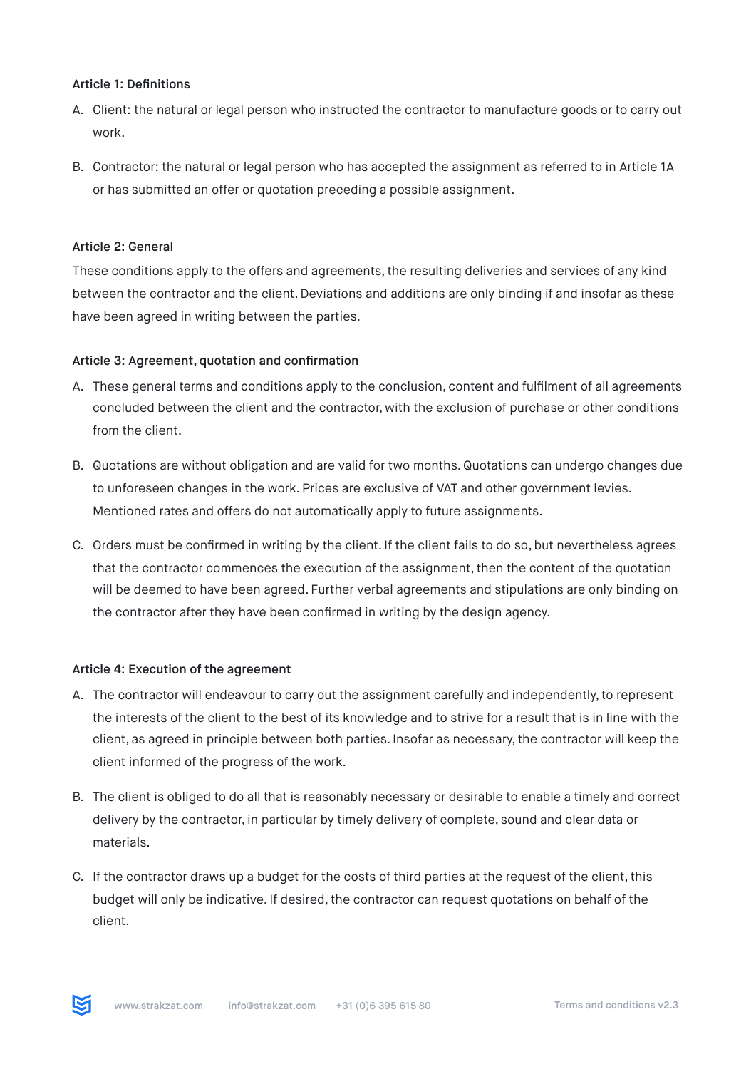### Article 1: Definitions

A. Client: the natural or legal person who instructed the contractor to manufacture goods or to carry out work.

B. Contractor: the natural or legal person who has accepted the assignment as referred to in Article 1A or has submitted an offer or quotation preceding a possible assignment.

### Article 2: General

These conditions apply to the offers and agreements, the resulting deliveries and services of any kind between the contractor and the client. Deviations and additions are only binding if and insofar as these have been agreed in writing between the parties.

### Article 3: Agreement, quotation and confirmation

A. These general terms and conditions apply to the conclusion, content and fulfilment of all agreements concluded between the client and the contractor, with the exclusion of purchase or other conditions from the client.

B. Quotations are without obligation and are valid for two months. Quotations can undergo changes due to unforeseen changes in the work. Prices are exclusive of VAT and other government levies. Mentioned rates and offers do not automatically apply to future assignments.

C. Orders must be confirmed in writing by the client. If the client fails to do so, but nevertheless agrees that the contractor commences the execution of the assignment, then the content of the quotation will be deemed to have been agreed. Further verbal agreements and stipulations are only binding on the contractor after they have been confirmed in writing by the design agency.

### Article 4: Execution of the agreement

A. The contractor will endeavour to carry out the assignment carefully and independently, to represent the interests of the client to the best of its knowledge and to strive for a result that is in line with the client, as agreed in principle between both parties. Insofar as necessary, the contractor will keep the client informed of the progress of the work.

B. The client is obliged to do all that is reasonably necessary or desirable to enable a timely and correct delivery by the contractor, in particular by timely delivery of complete, sound and clear data or materials.

C. If the contractor draws up a budget for the costs of third parties at the request of the client, this budget will only be indicative. If desired, the contractor can request quotations on behalf of the client.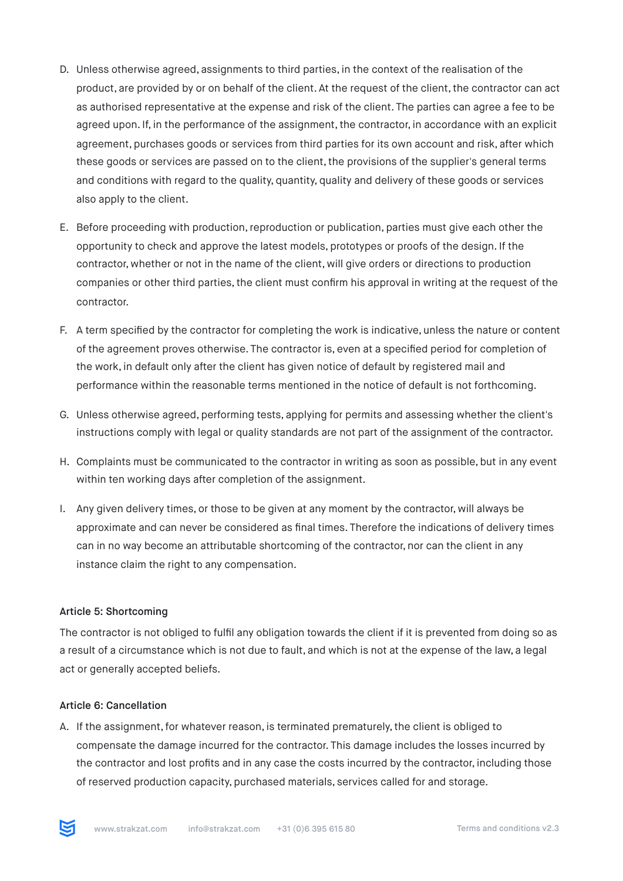D. Unless otherwise agreed, assignments to third parties, in the context of the realisation of the product, are provided by or on behalf of the client. At the request of the client, the contractor can act as authorised representative at the expense and risk of the client. The parties can agree a fee to be agreed upon. If, in the performance of the assignment, the contractor, in accordance with an explicit agreement, purchases goods or services from third parties for its own account and risk, after which these goods or services are passed on to the client, the provisions of the supplier's general terms and conditions with regard to the quality, quantity, quality and delivery of these goods or services also apply to the client.

E. Before proceeding with production, reproduction or publication, parties must give each other the opportunity to check and approve the latest models, prototypes or proofs of the design. If the contractor, whether or not in the name of the client, will give orders or directions to production companies or other third parties, the client must confirm his approval in writing at the request of the contractor.

F. A term specified by the contractor for completing the work is indicative, unless the nature or content of the agreement proves otherwise. The contractor is, even at a specified period for completion of the work, in default only after the client has given notice of default by registered mail and performance within the reasonable terms mentioned in the notice of default is not forthcoming.

G. Unless otherwise agreed, performing tests, applying for permits and assessing whether the client's instructions comply with legal or quality standards are not part of the assignment of the contractor.

H. Complaints must be communicated to the contractor in writing as soon as possible, but in any event within ten working days after completion of the assignment.

I. Any given delivery times, or those to be given at any moment by the contractor, will always be approximate and can never be considered as final times. Therefore the indications of delivery times can in no way become an attributable shortcoming of the contractor, nor can the client in any instance claim the right to any compensation.

#### Article 5: Shortcoming

The contractor is not obliged to fulfil any obligation towards the client if it is prevented from doing so as a result of a circumstance which is not due to fault, and which is not at the expense of the law, a legal act or generally accepted beliefs.

#### Article 6: Cancellation

A. If the assignment, for whatever reason, is terminated prematurely, the client is obliged to compensate the damage incurred for the contractor. This damage includes the losses incurred by the contractor and lost profits and in any case the costs incurred by the contractor, including those of reserved production capacity, purchased materials, services called for and storage.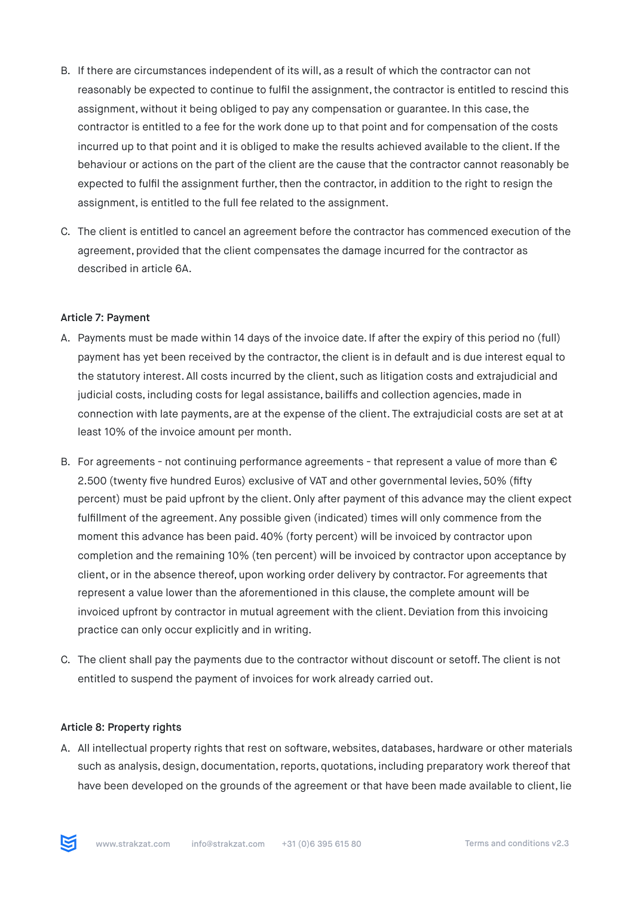B. If there are circumstances independent of its will, as a result of which the contractor can not reasonably be expected to continue to fulfil the assignment, the contractor is entitled to rescind this assignment, without it being obliged to pay any compensation or guarantee. In this case, the contractor is entitled to a fee for the work done up to that point and for compensation of the costs incurred up to that point and it is obliged to make the results achieved available to the client. If the behaviour or actions on the part of the client are the cause that the contractor cannot reasonably be expected to fulfil the assignment further, then the contractor, in addition to the right to resign the assignment, is entitled to the full fee related to the assignment.

C. The client is entitled to cancel an agreement before the contractor has commenced execution of the agreement, provided that the client compensates the damage incurred for the contractor as described in article 6A.

**Article 7: Payment**

A. Payments must be made within 14 days of the invoice date. If after the expiry of this period no (full) payment has yet been received by the contractor, the client is in default and is due interest equal to the statutory interest. All costs incurred by the client, such as litigation costs and extrajudicial and judicial costs, including costs for legal assistance, bailiffs and collection agencies, made in connection with late payments, are at the expense of the client. The extrajudicial costs are set at at least 10% of the invoice amount per month.

B. For agreements - not continuing performance agreements - that represent a value of more than € 2.500 (twenty five hundred Euros) exclusive of VAT and other governmental levies, 50% (fifty percent) must be paid upfront by the client. Only after payment of this advance may the client expect fulfillment of the agreement. Any possible given (indicated) times will only commence from the moment this advance has been paid. 40% (forty percent) will be invoiced by contractor upon completion and the remaining 10% (ten percent) will be invoiced by contractor upon acceptance by client, or in the absence thereof, upon working order delivery by contractor. For agreements that represent a value lower than the aforementioned in this clause, the complete amount will be invoiced upfront by contractor in mutual agreement with the client. Deviation from this invoicing practice can only occur explicitly and in writing.

C. The client shall pay the payments due to the contractor without discount or setoff. The client is not entitled to suspend the payment of invoices for work already carried out.

**Article 8: Property rights**

A. All intellectual property rights that rest on software, websites, databases, hardware or other materials such as analysis, design, documentation, reports, quotations, including preparatory work thereof that have been developed on the grounds of the agreement or that have been made available to client, lie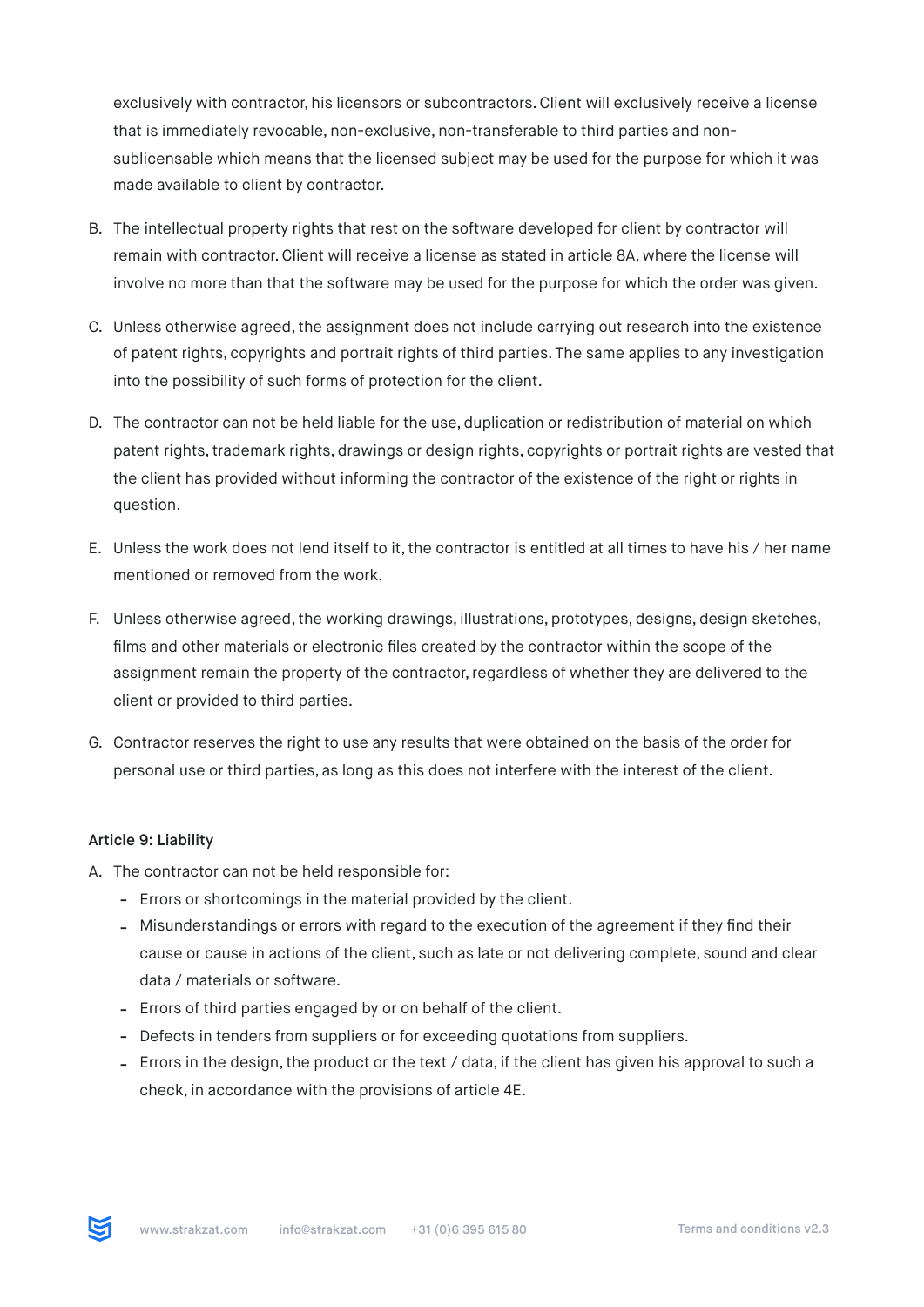exclusively with contractor, his licensors or subcontractors. Client will exclusively receive a license that is immediately revocable, non-exclusive, non-transferable to third parties and non-sublicensable which means that the licensed subject may be used for the purpose for which it was made available to client by contractor.

B. The intellectual property rights that rest on the software developed for client by contractor will remain with contractor. Client will receive a license as stated in article 8A, where the license will involve no more than that the software may be used for the purpose for which the order was given.

C. Unless otherwise agreed, the assignment does not include carrying out research into the existence of patent rights, copyrights and portrait rights of third parties. The same applies to any investigation into the possibility of such forms of protection for the client.

D. The contractor can not be held liable for the use, duplication or redistribution of material on which patent rights, trademark rights, drawings or design rights, copyrights or portrait rights are vested that the client has provided without informing the contractor of the existence of the right or rights in question.

E. Unless the work does not lend itself to it, the contractor is entitled at all times to have his / her name mentioned or removed from the work.

F. Unless otherwise agreed, the working drawings, illustrations, prototypes, designs, design sketches, films and other materials or electronic files created by the contractor within the scope of the assignment remain the property of the contractor, regardless of whether they are delivered to the client or provided to third parties.

G. Contractor reserves the right to use any results that were obtained on the basis of the order for personal use or third parties, as long as this does not interfere with the interest of the client.

**Article 9: Liability**

A. The contractor can not be held responsible for:
   - Errors or shortcomings in the material provided by the client.
   - Misunderstandings or errors with regard to the execution of the agreement if they find their cause or cause in actions of the client, such as late or not delivering complete, sound and clear data / materials or software.
   - Errors of third parties engaged by or on behalf of the client.
   - Defects in tenders from suppliers or for exceeding quotations from suppliers.
   - Errors in the design, the product or the text / data, if the client has given his approval to such a check, in accordance with the provisions of article 4E.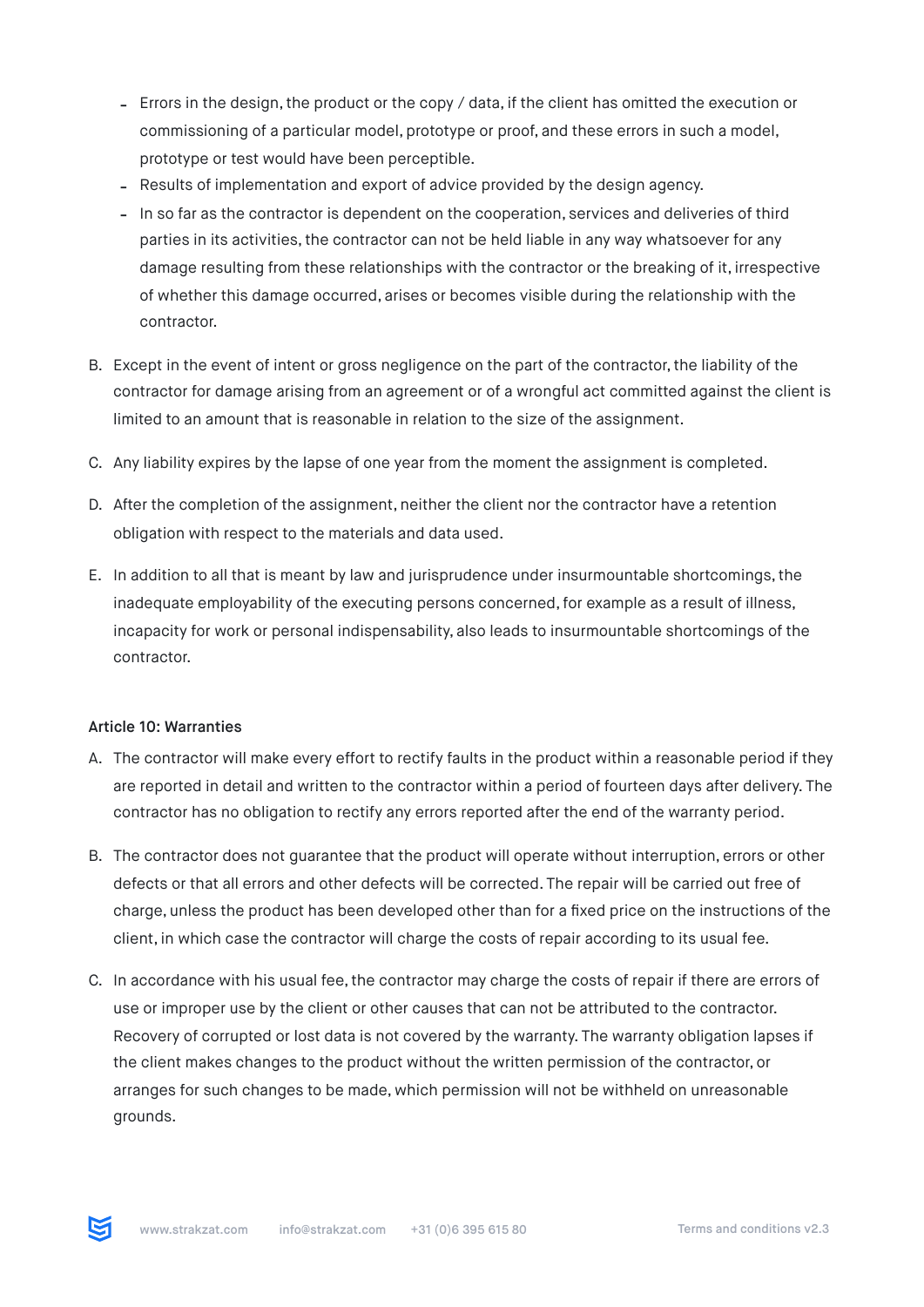- Errors in the design, the product or the copy / data, if the client has omitted the execution or commissioning of a particular model, prototype or proof, and these errors in such a model, prototype or test would have been perceptible.
- Results of implementation and export of advice provided by the design agency.
- In so far as the contractor is dependent on the cooperation, services and deliveries of third parties in its activities, the contractor can not be held liable in any way whatsoever for any damage resulting from these relationships with the contractor or the breaking of it, irrespective of whether this damage occurred, arises or becomes visible during the relationship with the contractor.

B. Except in the event of intent or gross negligence on the part of the contractor, the liability of the contractor for damage arising from an agreement or of a wrongful act committed against the client is limited to an amount that is reasonable in relation to the size of the assignment.

C. Any liability expires by the lapse of one year from the moment the assignment is completed.

D. After the completion of the assignment, neither the client nor the contractor have a retention obligation with respect to the materials and data used.

E. In addition to all that is meant by law and jurisprudence under insurmountable shortcomings, the inadequate employability of the executing persons concerned, for example as a result of illness, incapacity for work or personal indispensability, also leads to insurmountable shortcomings of the contractor.

### Article 10: Warranties

A. The contractor will make every effort to rectify faults in the product within a reasonable period if they are reported in detail and written to the contractor within a period of fourteen days after delivery. The contractor has no obligation to rectify any errors reported after the end of the warranty period.

B. The contractor does not guarantee that the product will operate without interruption, errors or other defects or that all errors and other defects will be corrected. The repair will be carried out free of charge, unless the product has been developed other than for a fixed price on the instructions of the client, in which case the contractor will charge the costs of repair according to its usual fee.

C. In accordance with his usual fee, the contractor may charge the costs of repair if there are errors of use or improper use by the client or other causes that can not be attributed to the contractor. Recovery of corrupted or lost data is not covered by the warranty. The warranty obligation lapses if the client makes changes to the product without the written permission of the contractor, or arranges for such changes to be made, which permission will not be withheld on unreasonable grounds.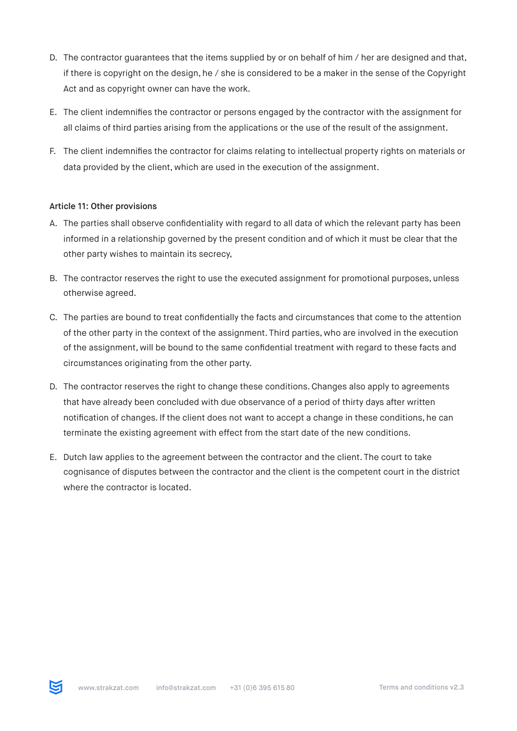D. The contractor guarantees that the items supplied by or on behalf of him / her are designed and that, if there is copyright on the design, he / she is considered to be a maker in the sense of the Copyright Act and as copyright owner can have the work.

E. The client indemnifies the contractor or persons engaged by the contractor with the assignment for all claims of third parties arising from the applications or the use of the result of the assignment.

F. The client indemnifies the contractor for claims relating to intellectual property rights on materials or data provided by the client, which are used in the execution of the assignment.

**Article 11: Other provisions**

A. The parties shall observe confidentiality with regard to all data of which the relevant party has been informed in a relationship governed by the present condition and of which it must be clear that the other party wishes to maintain its secrecy,

B. The contractor reserves the right to use the executed assignment for promotional purposes, unless otherwise agreed.

C. The parties are bound to treat confidentially the facts and circumstances that come to the attention of the other party in the context of the assignment. Third parties, who are involved in the execution of the assignment, will be bound to the same confidential treatment with regard to these facts and circumstances originating from the other party.

D. The contractor reserves the right to change these conditions. Changes also apply to agreements that have already been concluded with due observance of a period of thirty days after written notification of changes. If the client does not want to accept a change in these conditions, he can terminate the existing agreement with effect from the start date of the new conditions.

E. Dutch law applies to the agreement between the contractor and the client. The court to take cognisance of disputes between the contractor and the client is the competent court in the district where the contractor is located.